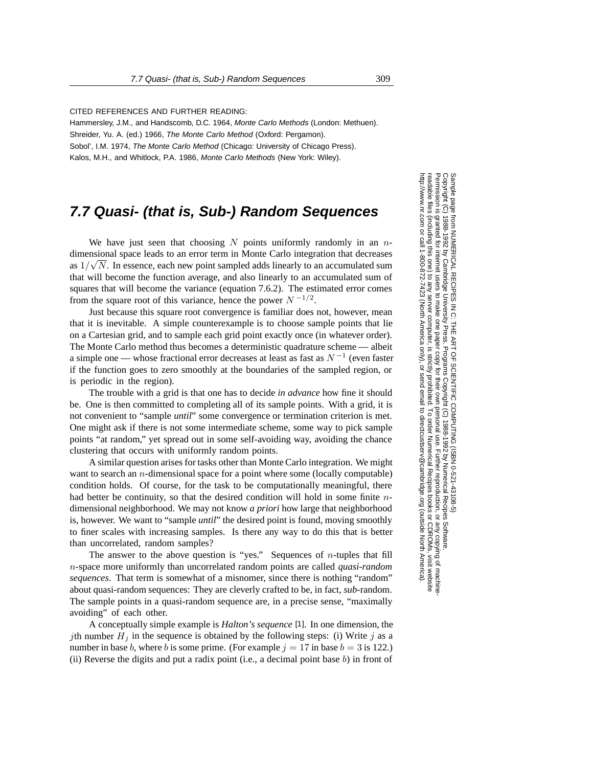CITED REFERENCES AND FURTHER READING:

Hammersley, J.M., and Handscomb, D.C. 1964, *Monte Carlo Methods* (London: Methuen).

Shreider, Yu. A. (ed.) 1966, *The Monte Carlo Method* (Oxford: Pergamon).

Sobol', I.M. 1974, *The Monte Carlo Method* (Chicago: University of Chicago Press).

Kalos, M.H., and Whitlock, P.A. 1986, *Monte Carlo Methods* (New York: Wiley).

## 7.7 Quasi- (that is, Sub-) Random Sequences

We have just seen that choosing $N$ points uniformly randomly in an $n$-dimensional space leads to an error term in Monte Carlo integration that decreases as $1/\sqrt{N}$. In essence, each new point sampled adds linearly to an accumulated sum that will become the function average, and also linearly to an accumulated sum of squares that will become the variance (equation 7.6.2). The estimated error comes from the square root of this variance, hence the power $N^{-1/2}$.

Just because this square root convergence is familiar does not, however, mean that it is inevitable. A simple counterexample is to choose sample points that lie on a Cartesian grid, and to sample each grid point exactly once (in whatever order). The Monte Carlo method thus becomes a deterministic quadrature scheme — albeit a simple one — whose fractional error decreases at least as fast as $N^{-1}$ (even faster if the function goes to zero smoothly at the boundaries of the sampled region, or is periodic in the region).

The trouble with a grid is that one has to decide *in advance* how fine it should be. One is then committed to completing all of its sample points. With a grid, it is not convenient to "sample *until*" some convergence or termination criterion is met. One might ask if there is not some intermediate scheme, some way to pick sample points "at random," yet spread out in some self-avoiding way, avoiding the chance clustering that occurs with uniformly random points.

A similar question arises for tasks other than Monte Carlo integration. We might want to search an $n$-dimensional space for a point where some (locally computable) condition holds. Of course, for the task to be computationally meaningful, there had better be continuity, so that the desired condition will hold in some finite $n$-dimensional neighborhood. We may not know *a priori* how large that neighborhood is, however. We want to "sample *until*" the desired point is found, moving smoothly to finer scales with increasing samples. Is there any way to do this that is better than uncorrelated, random samples?

The answer to the above question is "yes." Sequences of $n$-tuples that fill $n$-space more uniformly than uncorrelated random points are called *quasi-random sequences*. That term is somewhat of a misnomer, since there is nothing "random" about quasi-random sequences: They are cleverly crafted to be, in fact, ***sub***-random. The sample points in a quasi-random sequence are, in a precise sense, "maximally avoiding" of each other.

A conceptually simple example is *Halton's sequence* [1]. In one dimension, the $j$th number $H_j$ in the sequence is obtained by the following steps: (i) Write $j$ as a number in base $b$, where $b$ is some prime. (For example $j = 17$ in base $b = 3$ is 122.) (ii) Reverse the digits and put a radix point (i.e., a decimal point base $b$) in front of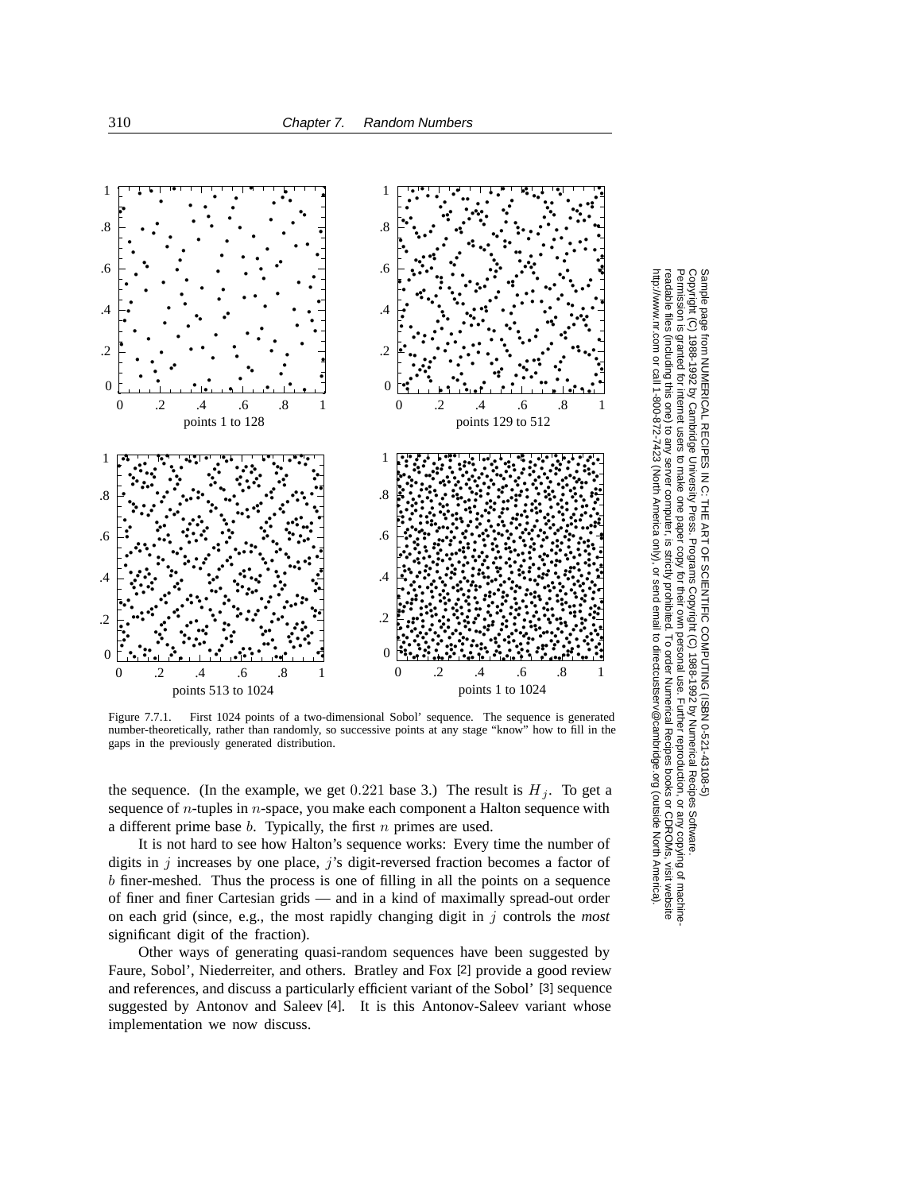Figure 7.7.1. First 1024 points of a two-dimensional Sobol' sequence. The sequence is generated number-theoretically, rather than randomly, so successive points at any stage "know" how to fill in the gaps in the previously generated distribution.

the sequence. (In the example, we get 0.221 base 3.) The result is $H_j$. To get a sequence of $n$-tuples in $n$-space, you make each component a Halton sequence with a different prime base $b$. Typically, the first $n$ primes are used.

It is not hard to see how Halton's sequence works: Every time the number of digits in $j$ increases by one place, $j$'s digit-reversed fraction becomes a factor of $b$ finer-meshed. Thus the process is one of filling in all the points on a sequence of finer and finer Cartesian grids — and in a kind of maximally spread-out order on each grid (since, e.g., the most rapidly changing digit in $j$ controls the *most* significant digit of the fraction).

Other ways of generating quasi-random sequences have been suggested by Faure, Sobol', Niederreiter, and others. Bratley and Fox [2] provide a good review and references, and discuss a particularly efficient variant of the Sobol' [3] sequence suggested by Antonov and Saleev [4]. It is this Antonov-Saleev variant whose implementation we now discuss.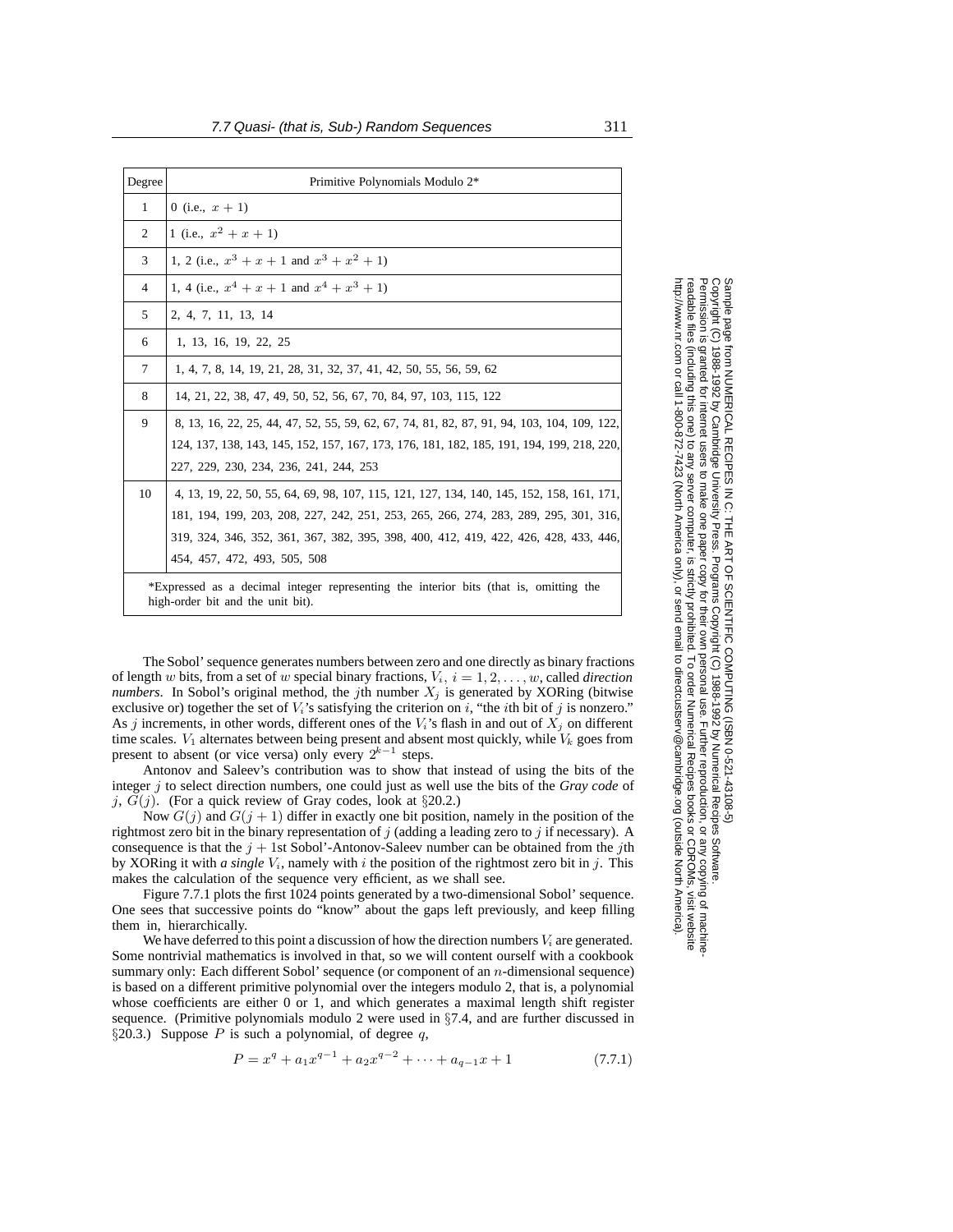| Degree | Primitive Polynomials Modulo 2* |
|---|---|
| 1 | 0 (i.e., $x + 1$) |
| 2 | 1 (i.e., $x^2 + x + 1$) |
| 3 | 1, 2 (i.e., $x^3 + x + 1$ and $x^3 + x^2 + 1$) |
| 4 | 1, 4 (i.e., $x^4 + x + 1$ and $x^4 + x^3 + 1$) |
| 5 | 2, 4, 7, 11, 13, 14 |
| 6 | 1, 13, 16, 19, 22, 25 |
| 7 | 1, 4, 7, 8, 14, 19, 21, 28, 31, 32, 37, 41, 42, 50, 55, 56, 59, 62 |
| 8 | 14, 21, 22, 38, 47, 49, 50, 52, 56, 67, 70, 84, 97, 103, 115, 122 |
| 9 | 8, 13, 16, 22, 25, 44, 47, 52, 55, 59, 62, 67, 74, 81, 82, 87, 91, 94, 103, 104, 109, 122, 124, 137, 138, 143, 145, 152, 157, 167, 173, 176, 181, 182, 185, 191, 194, 199, 218, 220, 227, 229, 230, 234, 236, 241, 244, 253 |
| 10 | 4, 13, 19, 22, 50, 55, 64, 69, 98, 107, 115, 121, 127, 134, 140, 145, 152, 158, 161, 171, 181, 194, 199, 203, 208, 227, 242, 251, 253, 265, 266, 274, 283, 289, 295, 301, 316, 319, 324, 346, 352, 361, 367, 382, 395, 398, 400, 412, 419, 422, 426, 428, 433, 446, 454, 457, 472, 493, 505, 508 |

*Expressed as a decimal integer representing the interior bits (that is, omitting the high-order bit and the unit bit).

The Sobol' sequence generates numbers between zero and one directly as binary fractions of length $w$ bits, from a set of $w$ special binary fractions, $V_i$, $i = 1, 2, \ldots, w$, called *direction numbers*. In Sobol's original method, the $j$th number $X_j$ is generated by XORing (bitwise exclusive or) together the set of $V_i$'s satisfying the criterion on $i$, "the $i$th bit of $j$ is nonzero." As $j$ increments, in other words, different ones of the $V_i$'s flash in and out of $X_j$ on different time scales. $V_1$ alternates between being present and absent most quickly, while $V_k$ goes from present to absent (or vice versa) only every $2^{k-1}$ steps.

Antonov and Saleev's contribution was to show that instead of using the bits of the integer $j$ to select direction numbers, one could just as well use the bits of the *Gray code* of $j$, $G(j)$. (For a quick review of Gray codes, look at §20.2.)

Now $G(j)$ and $G(j+1)$ differ in exactly one bit position, namely in the position of the rightmost zero bit in the binary representation of $j$ (adding a leading zero to $j$ if necessary). A consequence is that the $j+1$st Sobol'-Antonov-Saleev number can be obtained from the $j$th by XORing it with *a single* $V_i$, namely with $i$ the position of the rightmost zero bit in $j$. This makes the calculation of the sequence very efficient, as we shall see.

Figure 7.7.1 plots the first 1024 points generated by a two-dimensional Sobol' sequence. One sees that successive points do "know" about the gaps left previously, and keep filling them in, hierarchically.

We have deferred to this point a discussion of how the direction numbers $V_i$ are generated. Some nontrivial mathematics is involved in that, so we will content ourself with a cookbook summary only: Each different Sobol' sequence (or component of an $n$-dimensional sequence) is based on a different primitive polynomial over the integers modulo 2, that is, a polynomial whose coefficients are either 0 or 1, and which generates a maximal length shift register sequence. (Primitive polynomials modulo 2 were used in §7.4, and are further discussed in §20.3.) Suppose $P$ is such a polynomial, of degree $q$,

$$P = x^q + a_1 x^{q-1} + a_2 x^{q-2} + \cdots + a_{q-1} x + 1 \tag{7.7.1}$$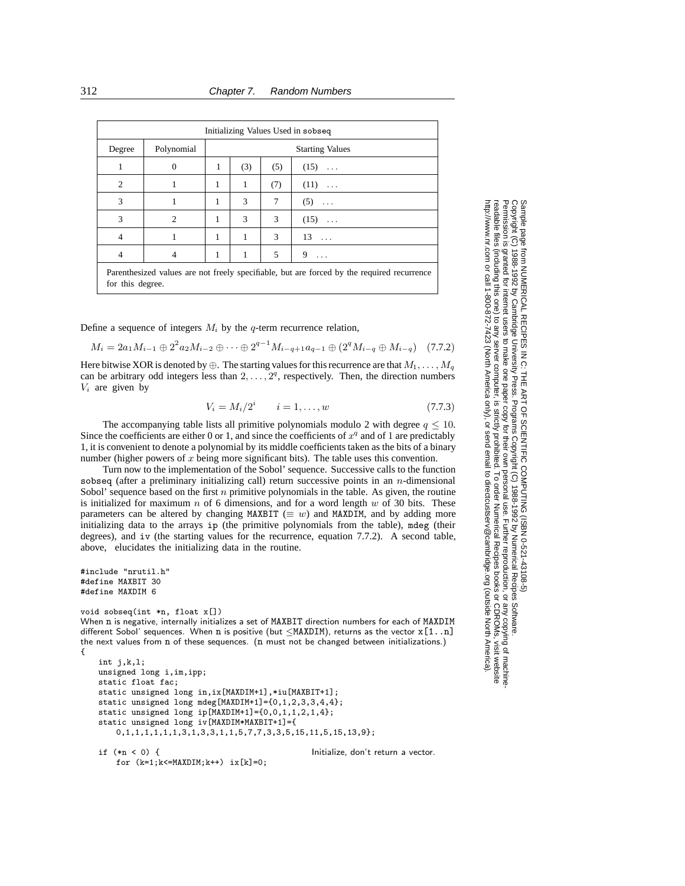| Initializing Values Used in sobseq | | | | | |
|---|---|---|---|---|---|
| Degree | Polynomial | Starting Values | | | |
| 1 | 0 | 1 | (3) | (5) | (15) ... |
| 2 | 1 | 1 | 1 | (7) | (11) ... |
| 3 | 1 | 1 | 3 | 7 | (5) ... |
| 3 | 2 | 1 | 3 | 3 | (15) ... |
| 4 | 1 | 1 | 1 | 3 | 13 ... |
| 4 | 4 | 1 | 1 | 5 | 9 ... |

Parenthesized values are not freely specifiable, but are forced by the required recurrence for this degree.

Define a sequence of integers $M_i$ by the $q$-term recurrence relation,

$$M_i = 2a_1 M_{i-1} \oplus 2^2 a_2 M_{i-2} \oplus \cdots \oplus 2^{q-1} M_{i-q+1} a_{q-1} \oplus (2^q M_{i-q} \oplus M_{i-q}) \quad (7.7.2)$$

Here bitwise XOR is denoted by $\oplus$. The starting values for this recurrence are that $M_1, \ldots, M_q$ can be arbitrary odd integers less than $2, \ldots, 2^q$, respectively. Then, the direction numbers $V_i$ are given by

$$V_i = M_i / 2^i \qquad i = 1, \ldots, w \quad (7.7.3)$$

The accompanying table lists all primitive polynomials modulo 2 with degree $q \leq 10$. Since the coefficients are either 0 or 1, and since the coefficients of $x^q$ and of 1 are predictably 1, it is convenient to denote a polynomial by its middle coefficients taken as the bits of a binary number (higher powers of $x$ being more significant bits). The table uses this convention.

Turn now to the implementation of the Sobol' sequence. Successive calls to the function sobseq (after a preliminary initializing call) return successive points in an $n$-dimensional Sobol' sequence based on the first $n$ primitive polynomials in the table. As given, the routine is initialized for maximum $n$ of 6 dimensions, and for a word length $w$ of 30 bits. These parameters can be altered by changing MAXBIT ($\equiv w$) and MAXDIM, and by adding more initializing data to the arrays ip (the primitive polynomials from the table), mdeg (their degrees), and iv (the starting values for the recurrence, equation 7.7.2). A second table, above, elucidates the initializing data in the routine.

```
#include "nrutil.h"
#define MAXBIT 30
#define MAXDIM 6

void sobseq(int *n, float x[])
```

When n is negative, internally initializes a set of MAXBIT direction numbers for each of MAXDIM different Sobol' sequences. When n is positive (but $\leq$MAXDIM), returns as the vector x[1..n] the next values from n of these sequences. (n must not be changed between initializations.)

```
{
    int j,k,l;
    unsigned long i,im,ipp;
    static float fac;
    static unsigned long in,ix[MAXDIM+1],*iu[MAXBIT+1];
    static unsigned long mdeg[MAXDIM+1]={0,1,2,3,3,4,4};
    static unsigned long ip[MAXDIM+1]={0,0,1,1,2,1,4};
    static unsigned long iv[MAXDIM*MAXBIT+1]={
        0,1,1,1,1,1,1,3,1,3,3,1,1,5,7,7,3,3,5,15,11,5,15,13,9};

    if (*n < 0) {                                  Initialize, don't return a vector.
        for (k=1;k<=MAXDIM;k++) ix[k]=0;
```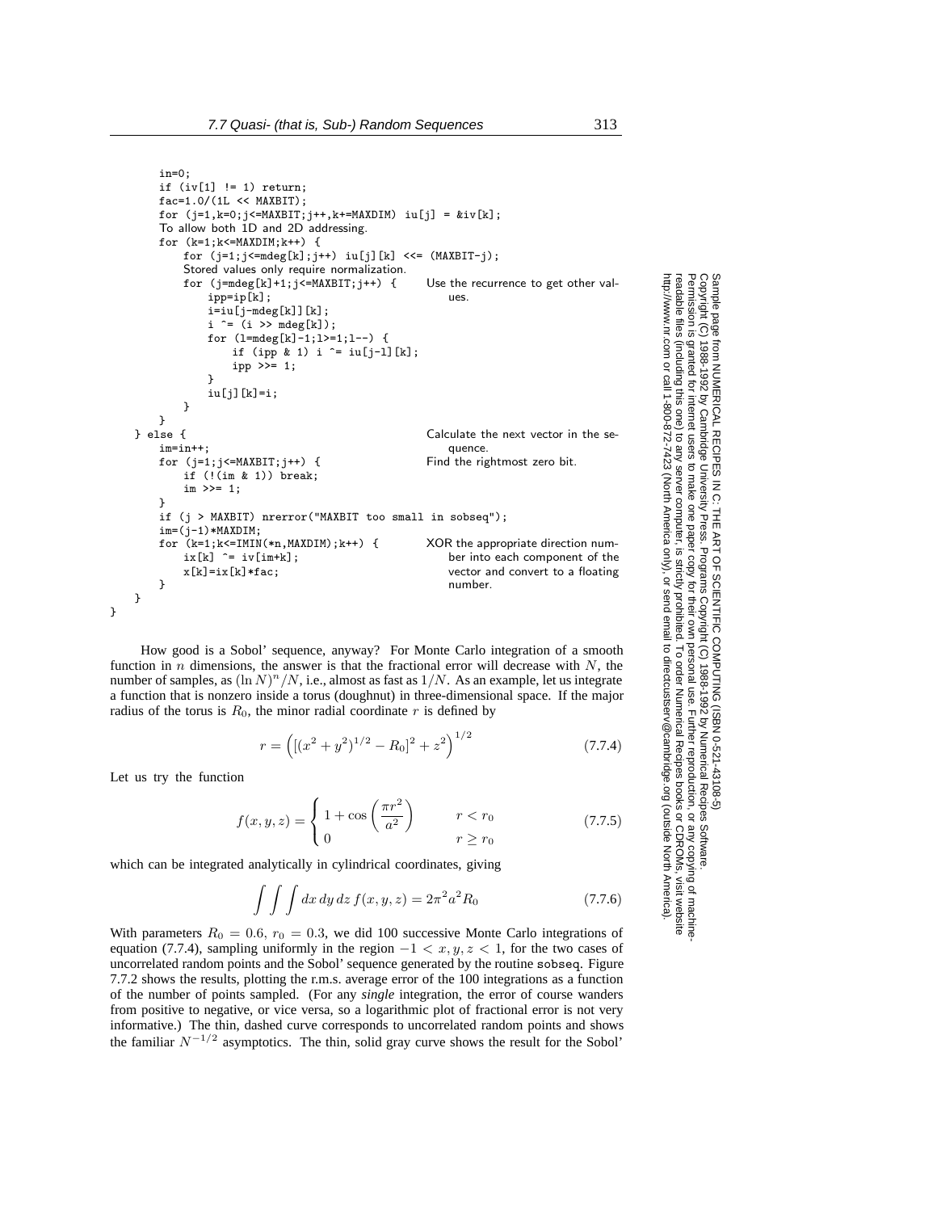```
        in=0;
        if (iv[1] != 1) return;
        fac=1.0/(1L << MAXBIT);
        for (j=1,k=0;j<=MAXBIT;j++,k+=MAXDIM) iu[j] = &iv[k];
        To allow both 1D and 2D addressing.
        for (k=1;k<=MAXDIM;k++) {
            for (j=1;j<=mdeg[k];j++) iu[j][k] <<= (MAXBIT-j);
            Stored values only require normalization.
            for (j=mdeg[k]+1;j<=MAXBIT;j++) {       Use the recurrence to get other val-
                ipp=ip[k];                               ues.
                i=iu[j-mdeg[k]][k];
                i ^= (i >> mdeg[k]);
                for (l=mdeg[k]-1;l>=1;l--) {
                    if (ipp & 1) i ^= iu[j-l][k];
                    ipp >>= 1;
                }
                iu[j][k]=i;
            }
        }
    } else {                                        Calculate the next vector in the se-
        im=in++;                                         quence.
        for (j=1;j<=MAXBIT;j++) {                   Find the rightmost zero bit.
            if (!(im & 1)) break;
            im >>= 1;
        }
        if (j > MAXBIT) nrerror("MAXBIT too small in sobseq");
        im=(j-1)*MAXDIM;
        for (k=1;k<=IMIN(*n,MAXDIM);k++) {          XOR the appropriate direction num-
            ix[k] ^= iv[im+k];                           ber into each component of the
            x[k]=ix[k]*fac;                              vector and convert to a floating
        }                                                number.
    }
}
```

How good is a Sobol' sequence, anyway? For Monte Carlo integration of a smooth function in $n$ dimensions, the answer is that the fractional error will decrease with $N$, the number of samples, as $(\ln N)^n/N$, i.e., almost as fast as $1/N$. As an example, let us integrate a function that is nonzero inside a torus (doughnut) in three-dimensional space. If the major radius of the torus is $R_0$, the minor radial coordinate $r$ is defined by

$$r = \left( \left[ (x^2 + y^2)^{1/2} - R_0 \right]^2 + z^2 \right)^{1/2} \tag{7.7.4}$$

Let us try the function

$$f(x, y, z) = \begin{cases} 1 + \cos\left(\dfrac{\pi r^2}{a^2}\right) & r < r_0 \\ 0 & r \geq r_0 \end{cases} \tag{7.7.5}$$

which can be integrated analytically in cylindrical coordinates, giving

$$\int\int\int dx\, dy\, dz\, f(x, y, z) = 2\pi^2 a^2 R_0 \tag{7.7.6}$$

With parameters $R_0 = 0.6$, $r_0 = 0.3$, we did 100 successive Monte Carlo integrations of equation (7.7.4), sampling uniformly in the region $-1 < x, y, z < 1$, for the two cases of uncorrelated random points and the Sobol' sequence generated by the routine sobseq. Figure 7.7.2 shows the results, plotting the r.m.s. average error of the 100 integrations as a function of the number of points sampled. (For any *single* integration, the error of course wanders from positive to negative, or vice versa, so a logarithmic plot of fractional error is not very informative.) The thin, dashed curve corresponds to uncorrelated random points and shows the familiar $N^{-1/2}$ asymptotics. The thin, solid gray curve shows the result for the Sobol'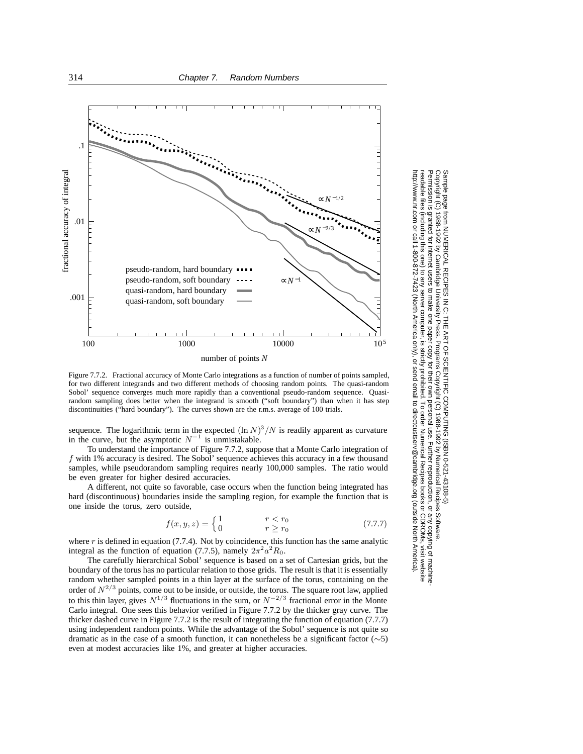Figure 7.7.2. Fractional accuracy of Monte Carlo integrations as a function of number of points sampled, for two different integrands and two different methods of choosing random points. The quasi-random Sobol' sequence converges much more rapidly than a conventional pseudo-random sequence. Quasi-random sampling does better when the integrand is smooth ("soft boundary") than when it has step discontinuities ("hard boundary"). The curves shown are the r.m.s. average of 100 trials.

sequence. The logarithmic term in the expected $(\ln N)^3/N$ is readily apparent as curvature in the curve, but the asymptotic $N^{-1}$ is unmistakable.

To understand the importance of Figure 7.7.2, suppose that a Monte Carlo integration of $f$ with 1% accuracy is desired. The Sobol' sequence achieves this accuracy in a few thousand samples, while pseudorandom sampling requires nearly 100,000 samples. The ratio would be even greater for higher desired accuracies.

A different, not quite so favorable, case occurs when the function being integrated has hard (discontinuous) boundaries inside the sampling region, for example the function that is one inside the torus, zero outside,

$$f(x, y, z) = \begin{cases} 1 & r < r_0 \\ 0 & r \geq r_0 \end{cases} \tag{7.7.7}$$

where $r$ is defined in equation (7.7.4). Not by coincidence, this function has the same analytic integral as the function of equation (7.7.5), namely $2\pi^2 a^2 R_0$.

The carefully hierarchical Sobol' sequence is based on a set of Cartesian grids, but the boundary of the torus has no particular relation to those grids. The result is that it is essentially random whether sampled points in a thin layer at the surface of the torus, containing on the order of $N^{2/3}$ points, come out to be inside, or outside, the torus. The square root law, applied to this thin layer, gives $N^{1/3}$ fluctuations in the sum, or $N^{-2/3}$ fractional error in the Monte Carlo integral. One sees this behavior verified in Figure 7.7.2 by the thicker gray curve. The thicker dashed curve in Figure 7.7.2 is the result of integrating the function of equation (7.7.7) using independent random points. While the advantage of the Sobol' sequence is not quite so dramatic as in the case of a smooth function, it can nonetheless be a significant factor ($\sim$5) even at modest accuracies like 1%, and greater at higher accuracies.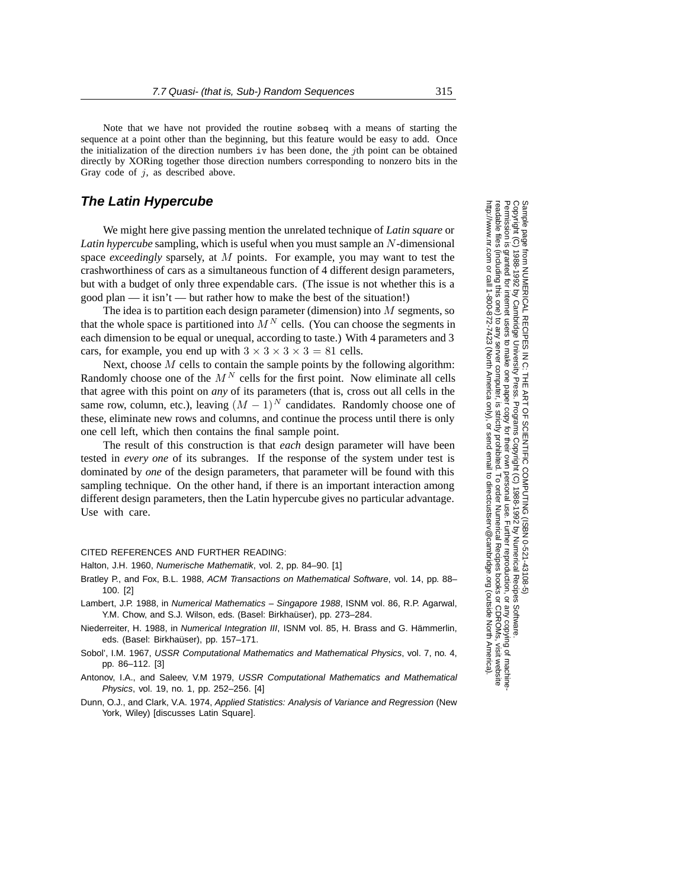Note that we have not provided the routine `sobseq` with a means of starting the sequence at a point other than the beginning, but this feature would be easy to add. Once the initialization of the direction numbers `iv` has been done, the $j$th point can be obtained directly by XORing together those direction numbers corresponding to nonzero bits in the Gray code of $j$, as described above.

## The Latin Hypercube

We might here give passing mention the unrelated technique of *Latin square* or *Latin hypercube* sampling, which is useful when you must sample an $N$-dimensional space *exceedingly* sparsely, at $M$ points. For example, you may want to test the crashworthiness of cars as a simultaneous function of 4 different design parameters, but with a budget of only three expendable cars. (The issue is not whether this is a good plan — it isn't — but rather how to make the best of the situation!)

The idea is to partition each design parameter (dimension) into $M$ segments, so that the whole space is partitioned into $M^N$ cells. (You can choose the segments in each dimension to be equal or unequal, according to taste.) With 4 parameters and 3 cars, for example, you end up with $3 \times 3 \times 3 \times 3 = 81$ cells.

Next, choose $M$ cells to contain the sample points by the following algorithm: Randomly choose one of the $M^N$ cells for the first point. Now eliminate all cells that agree with this point on *any* of its parameters (that is, cross out all cells in the same row, column, etc.), leaving $(M-1)^N$ candidates. Randomly choose one of these, eliminate new rows and columns, and continue the process until there is only one cell left, which then contains the final sample point.

The result of this construction is that *each* design parameter will have been tested in *every one* of its subranges. If the response of the system under test is dominated by *one* of the design parameters, that parameter will be found with this sampling technique. On the other hand, if there is an important interaction among different design parameters, then the Latin hypercube gives no particular advantage. Use with care.

CITED REFERENCES AND FURTHER READING:

Halton, J.H. 1960, *Numerische Mathematik*, vol. 2, pp. 84–90. [1]

Bratley P., and Fox, B.L. 1988, *ACM Transactions on Mathematical Software*, vol. 14, pp. 88–100. [2]

Lambert, J.P. 1988, in *Numerical Mathematics – Singapore 1988*, ISNM vol. 86, R.P. Agarwal, Y.M. Chow, and S.J. Wilson, eds. (Basel: Birkhaüser), pp. 273–284.

Niederreiter, H. 1988, in *Numerical Integration III*, ISNM vol. 85, H. Brass and G. Hämmerlin, eds. (Basel: Birkhaüser), pp. 157–171.

Sobol', I.M. 1967, *USSR Computational Mathematics and Mathematical Physics*, vol. 7, no. 4, pp. 86–112. [3]

Antonov, I.A., and Saleev, V.M 1979, *USSR Computational Mathematics and Mathematical Physics*, vol. 19, no. 1, pp. 252–256. [4]

Dunn, O.J., and Clark, V.A. 1974, *Applied Statistics: Analysis of Variance and Regression* (New York, Wiley) [discusses Latin Square].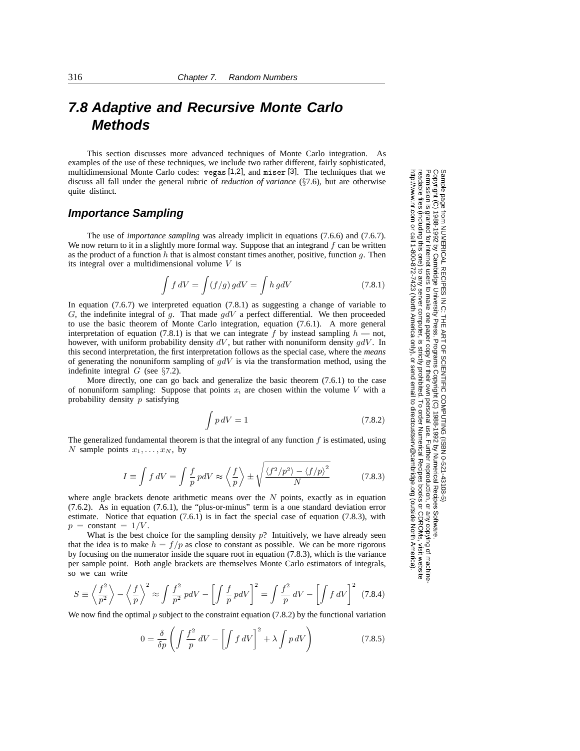# 7.8 Adaptive and Recursive Monte Carlo Methods

This section discusses more advanced techniques of Monte Carlo integration. As examples of the use of these techniques, we include two rather different, fairly sophisticated, multidimensional Monte Carlo codes: `vegas` [1,2], and `miser` [3]. The techniques that we discuss all fall under the general rubric of *reduction of variance* (§7.6), but are otherwise quite distinct.

## Importance Sampling

The use of *importance sampling* was already implicit in equations (7.6.6) and (7.6.7). We now return to it in a slightly more formal way. Suppose that an integrand $f$ can be written as the product of a function $h$ that is almost constant times another, positive, function $g$. Then its integral over a multidimensional volume $V$ is

$$\int f\,dV = \int (f/g)\,gdV = \int h\,gdV \tag{7.8.1}$$

In equation (7.6.7) we interpreted equation (7.8.1) as suggesting a change of variable to $G$, the indefinite integral of $g$. That made $gdV$ a perfect differential. We then proceeded to use the basic theorem of Monte Carlo integration, equation (7.6.1). A more general interpretation of equation (7.8.1) is that we can integrate $f$ by instead sampling $h$ — not, however, with uniform probability density $dV$, but rather with nonuniform density $gdV$. In this second interpretation, the first interpretation follows as the special case, where the *means* of generating the nonuniform sampling of $gdV$ is via the transformation method, using the indefinite integral $G$ (see §7.2).

More directly, one can go back and generalize the basic theorem (7.6.1) to the case of nonuniform sampling: Suppose that points $x_i$ are chosen within the volume $V$ with a probability density $p$ satisfying

$$\int p\,dV = 1 \tag{7.8.2}$$

The generalized fundamental theorem is that the integral of any function $f$ is estimated, using $N$ sample points $x_1, \ldots, x_N$, by

$$I \equiv \int f\,dV = \int \frac{f}{p}\,pdV \approx \left\langle \frac{f}{p} \right\rangle \pm \sqrt{\frac{\langle f^2/p^2\rangle - \langle f/p\rangle^2}{N}} \tag{7.8.3}$$

where angle brackets denote arithmetic means over the $N$ points, exactly as in equation (7.6.2). As in equation (7.6.1), the "plus-or-minus" term is a one standard deviation error estimate. Notice that equation (7.6.1) is in fact the special case of equation (7.8.3), with $p = \text{constant} = 1/V$.

What is the best choice for the sampling density $p$? Intuitively, we have already seen that the idea is to make $h = f/p$ as close to constant as possible. We can be more rigorous by focusing on the numerator inside the square root in equation (7.8.3), which is the variance per sample point. Both angle brackets are themselves Monte Carlo estimators of integrals, so we can write

$$S \equiv \left\langle \frac{f^2}{p^2} \right\rangle - \left\langle \frac{f}{p} \right\rangle^2 \approx \int \frac{f^2}{p^2}\,pdV - \left[\int \frac{f}{p}\,pdV\right]^2 = \int \frac{f^2}{p}\,dV - \left[\int f\,dV\right]^2 \tag{7.8.4}$$

We now find the optimal $p$ subject to the constraint equation (7.8.2) by the functional variation

$$0 = \frac{\delta}{\delta p}\left(\int \frac{f^2}{p}\,dV - \left[\int f\,dV\right]^2 + \lambda \int p\,dV\right) \tag{7.8.5}$$